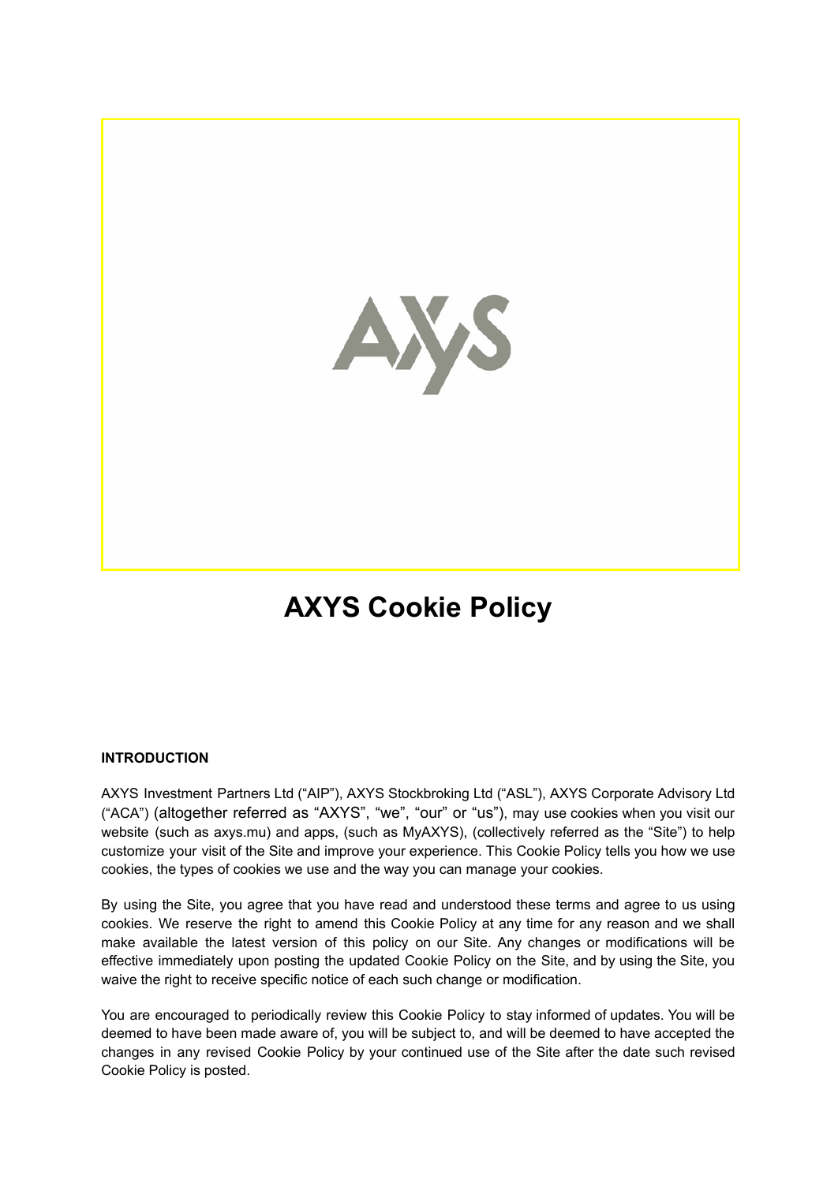# AXYS Cookie Policy

**INTRODUCTION**

AXYS Investment Partners Ltd ("AIP"), AXYS Stockbroking Ltd ("ASL"), AXYS Corporate Advisory Ltd ("ACA") (altogether referred as "AXYS", "we", "our" or "us"), may use cookies when you visit our website (such as axys.mu) and apps, (such as MyAXYS), (collectively referred as the "Site") to help customize your visit of the Site and improve your experience. This Cookie Policy tells you how we use cookies, the types of cookies we use and the way you can manage your cookies.

By using the Site, you agree that you have read and understood these terms and agree to us using cookies. We reserve the right to amend this Cookie Policy at any time for any reason and we shall make available the latest version of this policy on our Site. Any changes or modifications will be effective immediately upon posting the updated Cookie Policy on the Site, and by using the Site, you waive the right to receive specific notice of each such change or modification.

You are encouraged to periodically review this Cookie Policy to stay informed of updates. You will be deemed to have been made aware of, you will be subject to, and will be deemed to have accepted the changes in any revised Cookie Policy by your continued use of the Site after the date such revised Cookie Policy is posted.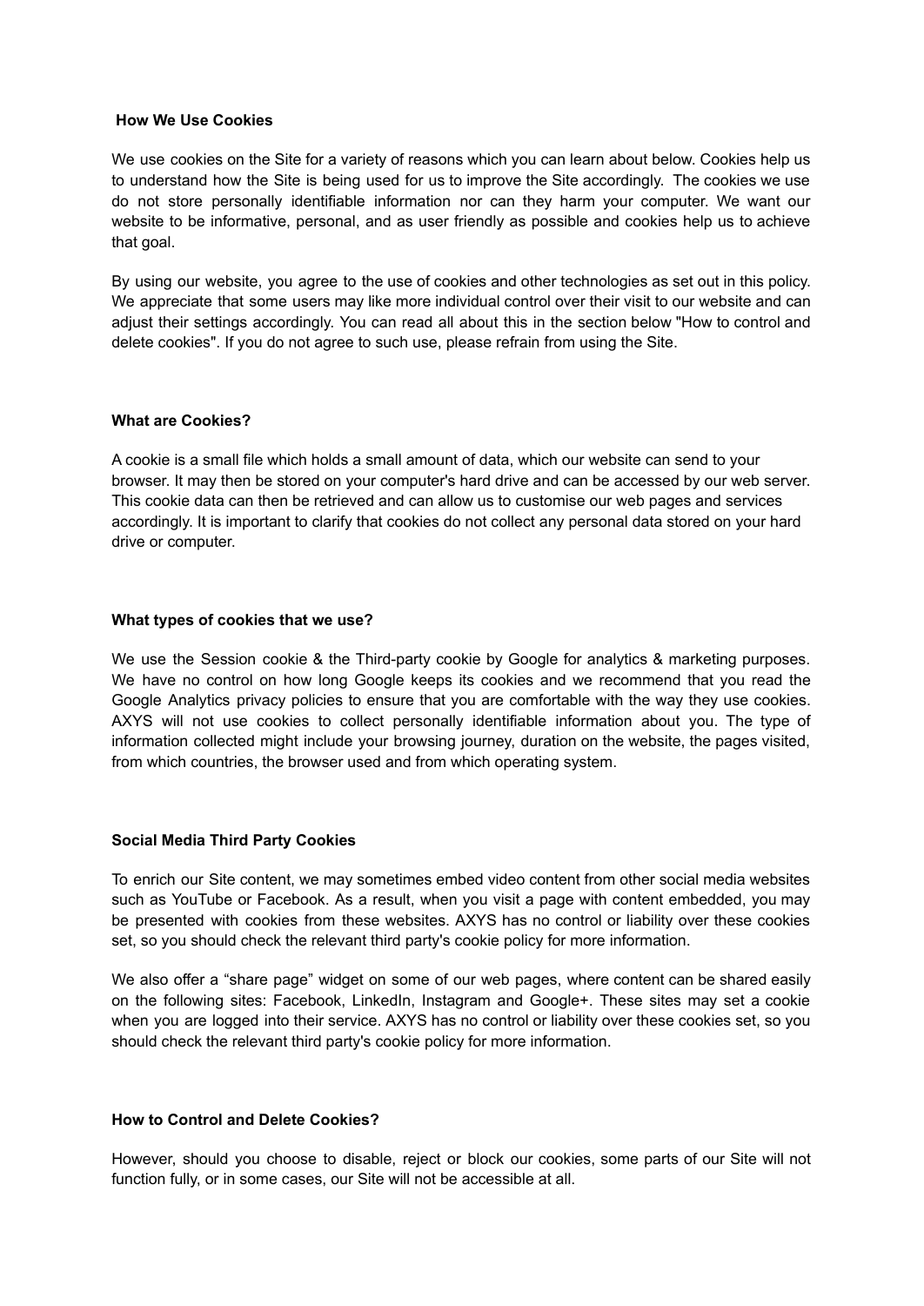## How We Use Cookies

We use cookies on the Site for a variety of reasons which you can learn about below. Cookies help us to understand how the Site is being used for us to improve the Site accordingly. The cookies we use do not store personally identifiable information nor can they harm your computer. We want our website to be informative, personal, and as user friendly as possible and cookies help us to achieve that goal.

By using our website, you agree to the use of cookies and other technologies as set out in this policy. We appreciate that some users may like more individual control over their visit to our website and can adjust their settings accordingly. You can read all about this in the section below "How to control and delete cookies". If you do not agree to such use, please refrain from using the Site.

## What are Cookies?

A cookie is a small file which holds a small amount of data, which our website can send to your browser. It may then be stored on your computer's hard drive and can be accessed by our web server. This cookie data can then be retrieved and can allow us to customise our web pages and services accordingly. It is important to clarify that cookies do not collect any personal data stored on your hard drive or computer.

## What types of cookies that we use?

We use the Session cookie & the Third-party cookie by Google for analytics & marketing purposes. We have no control on how long Google keeps its cookies and we recommend that you read the Google Analytics privacy policies to ensure that you are comfortable with the way they use cookies. AXYS will not use cookies to collect personally identifiable information about you. The type of information collected might include your browsing journey, duration on the website, the pages visited, from which countries, the browser used and from which operating system.

## Social Media Third Party Cookies

To enrich our Site content, we may sometimes embed video content from other social media websites such as YouTube or Facebook. As a result, when you visit a page with content embedded, you may be presented with cookies from these websites. AXYS has no control or liability over these cookies set, so you should check the relevant third party's cookie policy for more information.

We also offer a "share page" widget on some of our web pages, where content can be shared easily on the following sites: Facebook, LinkedIn, Instagram and Google+. These sites may set a cookie when you are logged into their service. AXYS has no control or liability over these cookies set, so you should check the relevant third party's cookie policy for more information.

## How to Control and Delete Cookies?

However, should you choose to disable, reject or block our cookies, some parts of our Site will not function fully, or in some cases, our Site will not be accessible at all.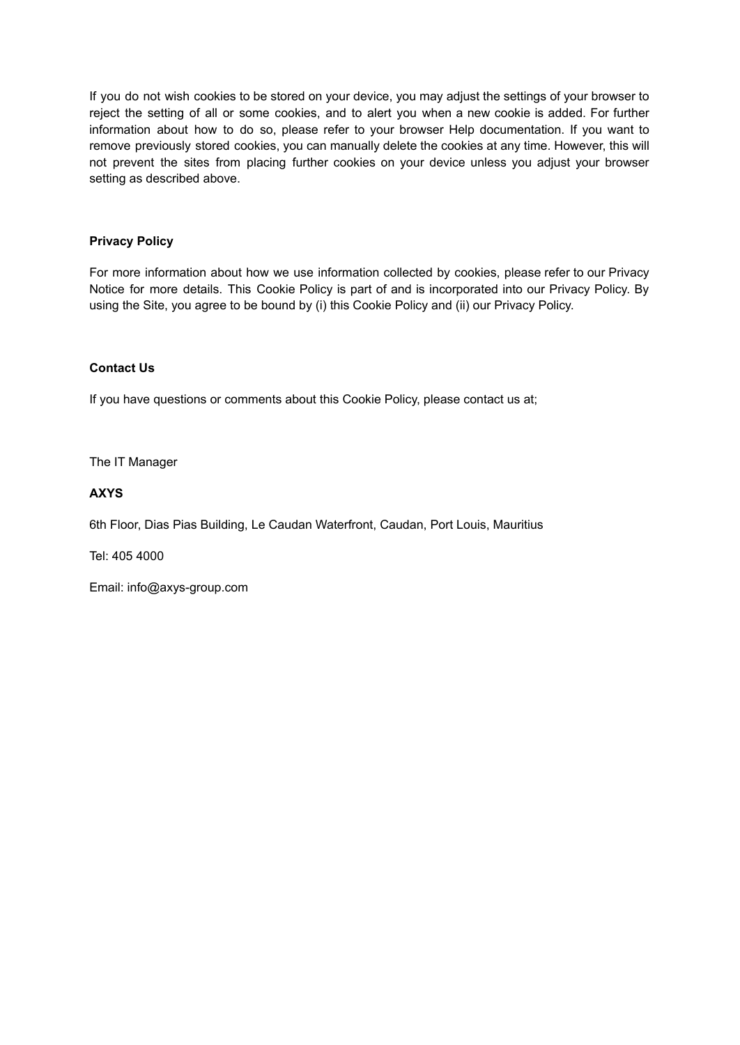If you do not wish cookies to be stored on your device, you may adjust the settings of your browser to reject the setting of all or some cookies, and to alert you when a new cookie is added. For further information about how to do so, please refer to your browser Help documentation. If you want to remove previously stored cookies, you can manually delete the cookies at any time. However, this will not prevent the sites from placing further cookies on your device unless you adjust your browser setting as described above.

**Privacy Policy**

For more information about how we use information collected by cookies, please refer to our Privacy Notice for more details. This Cookie Policy is part of and is incorporated into our Privacy Policy. By using the Site, you agree to be bound by (i) this Cookie Policy and (ii) our Privacy Policy.

**Contact Us**

If you have questions or comments about this Cookie Policy, please contact us at;

The IT Manager

**AXYS**

6th Floor, Dias Pias Building, Le Caudan Waterfront, Caudan, Port Louis, Mauritius

Tel: 405 4000

Email: info@axys-group.com